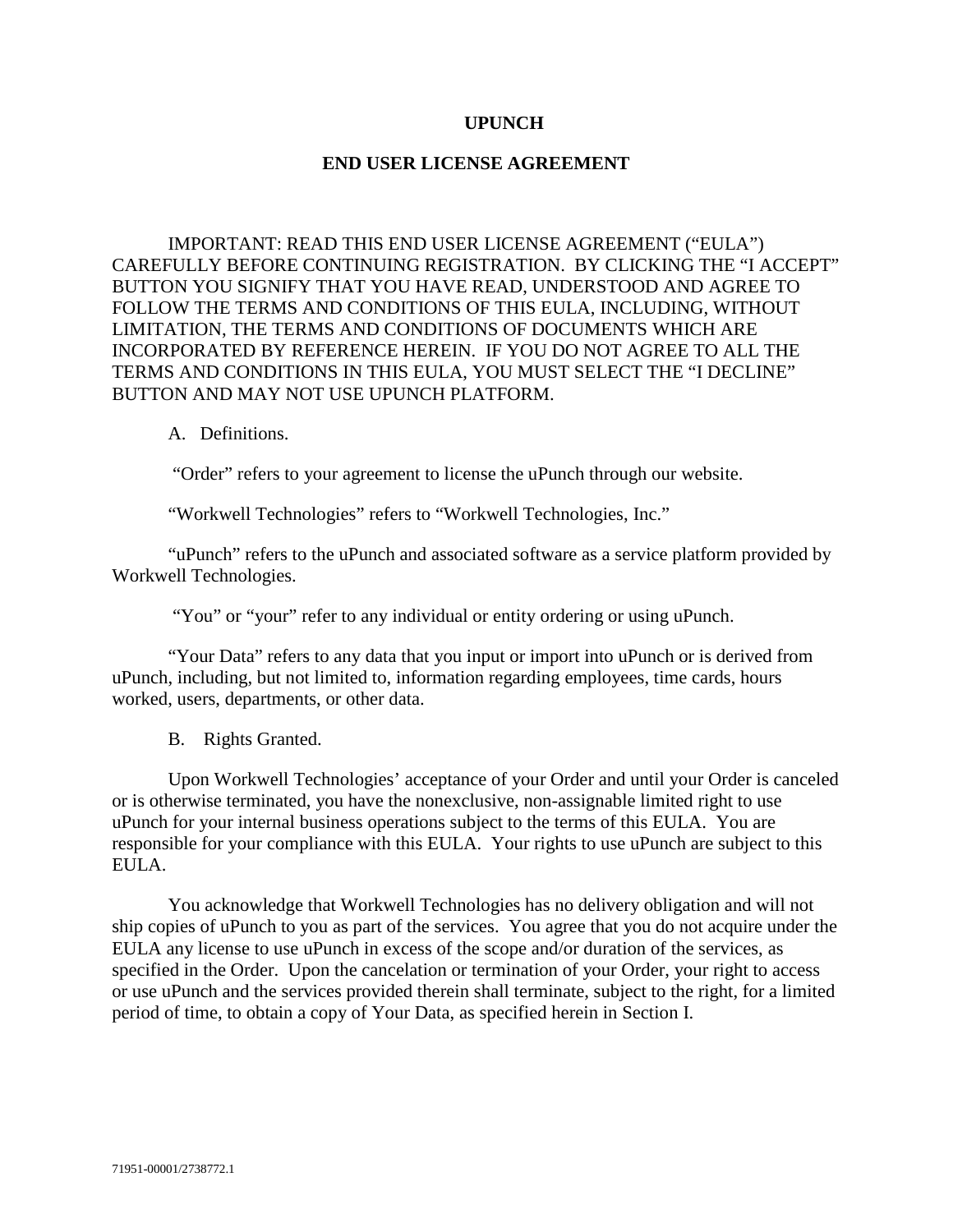# UPUNCH

## END USER LICENSE AGREEMENT

IMPORTANT: READ THIS END USER LICENSE AGREEMENT ("EULA") CAREFULLY BEFORE CONTINUING REGISTRATION. BY CLICKING THE "I ACCEPT" BUTTON YOU SIGNIFY THAT YOU HAVE READ, UNDERSTOOD AND AGREE TO FOLLOW THE TERMS AND CONDITIONS OF THIS EULA, INCLUDING, WITHOUT LIMITATION, THE TERMS AND CONDITIONS OF DOCUMENTS WHICH ARE INCORPORATED BY REFERENCE HEREIN. IF YOU DO NOT AGREE TO ALL THE TERMS AND CONDITIONS IN THIS EULA, YOU MUST SELECT THE "I DECLINE" BUTTON AND MAY NOT USE UPUNCH PLATFORM.

A. Definitions.

"Order" refers to your agreement to license the uPunch through our website.

"Workwell Technologies" refers to "Workwell Technologies, Inc."

"uPunch" refers to the uPunch and associated software as a service platform provided by Workwell Technologies.

"You" or "your" refer to any individual or entity ordering or using uPunch.

"Your Data" refers to any data that you input or import into uPunch or is derived from uPunch, including, but not limited to, information regarding employees, time cards, hours worked, users, departments, or other data.

B. Rights Granted.

Upon Workwell Technologies' acceptance of your Order and until your Order is canceled or is otherwise terminated, you have the nonexclusive, non-assignable limited right to use uPunch for your internal business operations subject to the terms of this EULA. You are responsible for your compliance with this EULA. Your rights to use uPunch are subject to this EULA.

You acknowledge that Workwell Technologies has no delivery obligation and will not ship copies of uPunch to you as part of the services. You agree that you do not acquire under the EULA any license to use uPunch in excess of the scope and/or duration of the services, as specified in the Order. Upon the cancelation or termination of your Order, your right to access or use uPunch and the services provided therein shall terminate, subject to the right, for a limited period of time, to obtain a copy of Your Data, as specified herein in Section I.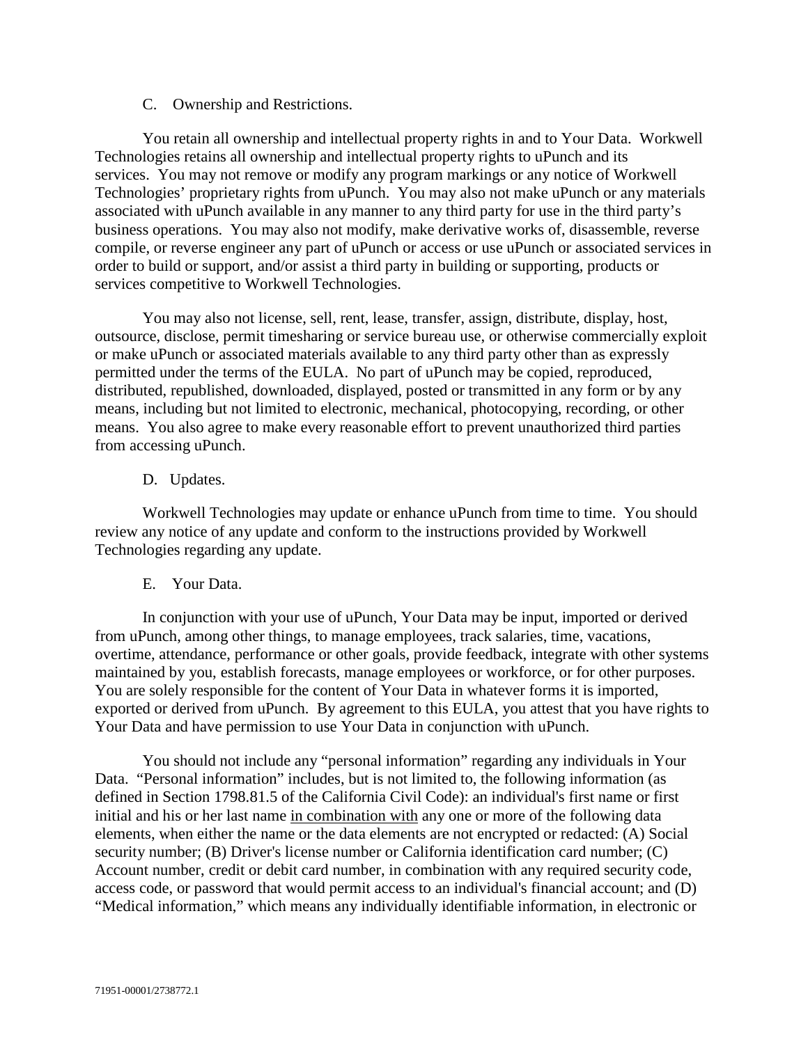C. Ownership and Restrictions.

You retain all ownership and intellectual property rights in and to Your Data. Workwell Technologies retains all ownership and intellectual property rights to uPunch and its services. You may not remove or modify any program markings or any notice of Workwell Technologies' proprietary rights from uPunch. You may also not make uPunch or any materials associated with uPunch available in any manner to any third party for use in the third party's business operations. You may also not modify, make derivative works of, disassemble, reverse compile, or reverse engineer any part of uPunch or access or use uPunch or associated services in order to build or support, and/or assist a third party in building or supporting, products or services competitive to Workwell Technologies.

You may also not license, sell, rent, lease, transfer, assign, distribute, display, host, outsource, disclose, permit timesharing or service bureau use, or otherwise commercially exploit or make uPunch or associated materials available to any third party other than as expressly permitted under the terms of the EULA. No part of uPunch may be copied, reproduced, distributed, republished, downloaded, displayed, posted or transmitted in any form or by any means, including but not limited to electronic, mechanical, photocopying, recording, or other means. You also agree to make every reasonable effort to prevent unauthorized third parties from accessing uPunch.

D. Updates.

Workwell Technologies may update or enhance uPunch from time to time. You should review any notice of any update and conform to the instructions provided by Workwell Technologies regarding any update.

E. Your Data.

In conjunction with your use of uPunch, Your Data may be input, imported or derived from uPunch, among other things, to manage employees, track salaries, time, vacations, overtime, attendance, performance or other goals, provide feedback, integrate with other systems maintained by you, establish forecasts, manage employees or workforce, or for other purposes. You are solely responsible for the content of Your Data in whatever forms it is imported, exported or derived from uPunch. By agreement to this EULA, you attest that you have rights to Your Data and have permission to use Your Data in conjunction with uPunch.

You should not include any "personal information" regarding any individuals in Your Data. "Personal information" includes, but is not limited to, the following information (as defined in Section 1798.81.5 of the California Civil Code): an individual's first name or first initial and his or her last name <u>in combination with</u> any one or more of the following data elements, when either the name or the data elements are not encrypted or redacted: (A) Social security number; (B) Driver's license number or California identification card number; (C) Account number, credit or debit card number, in combination with any required security code, access code, or password that would permit access to an individual's financial account; and (D) "Medical information," which means any individually identifiable information, in electronic or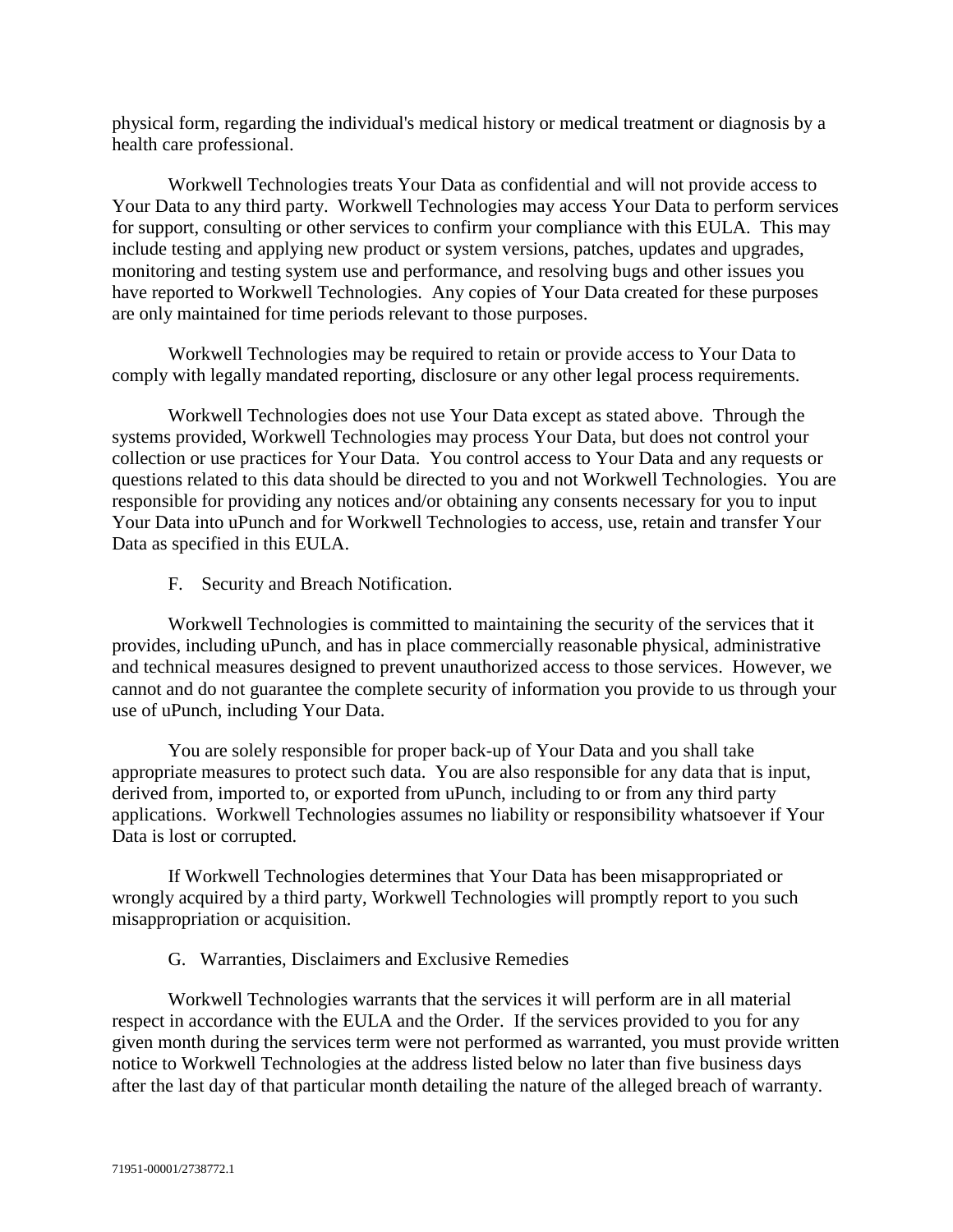physical form, regarding the individual's medical history or medical treatment or diagnosis by a health care professional.

Workwell Technologies treats Your Data as confidential and will not provide access to Your Data to any third party. Workwell Technologies may access Your Data to perform services for support, consulting or other services to confirm your compliance with this EULA. This may include testing and applying new product or system versions, patches, updates and upgrades, monitoring and testing system use and performance, and resolving bugs and other issues you have reported to Workwell Technologies. Any copies of Your Data created for these purposes are only maintained for time periods relevant to those purposes.

Workwell Technologies may be required to retain or provide access to Your Data to comply with legally mandated reporting, disclosure or any other legal process requirements.

Workwell Technologies does not use Your Data except as stated above. Through the systems provided, Workwell Technologies may process Your Data, but does not control your collection or use practices for Your Data. You control access to Your Data and any requests or questions related to this data should be directed to you and not Workwell Technologies. You are responsible for providing any notices and/or obtaining any consents necessary for you to input Your Data into uPunch and for Workwell Technologies to access, use, retain and transfer Your Data as specified in this EULA.

F. Security and Breach Notification.

Workwell Technologies is committed to maintaining the security of the services that it provides, including uPunch, and has in place commercially reasonable physical, administrative and technical measures designed to prevent unauthorized access to those services. However, we cannot and do not guarantee the complete security of information you provide to us through your use of uPunch, including Your Data.

You are solely responsible for proper back-up of Your Data and you shall take appropriate measures to protect such data. You are also responsible for any data that is input, derived from, imported to, or exported from uPunch, including to or from any third party applications. Workwell Technologies assumes no liability or responsibility whatsoever if Your Data is lost or corrupted.

If Workwell Technologies determines that Your Data has been misappropriated or wrongly acquired by a third party, Workwell Technologies will promptly report to you such misappropriation or acquisition.

G. Warranties, Disclaimers and Exclusive Remedies

Workwell Technologies warrants that the services it will perform are in all material respect in accordance with the EULA and the Order. If the services provided to you for any given month during the services term were not performed as warranted, you must provide written notice to Workwell Technologies at the address listed below no later than five business days after the last day of that particular month detailing the nature of the alleged breach of warranty.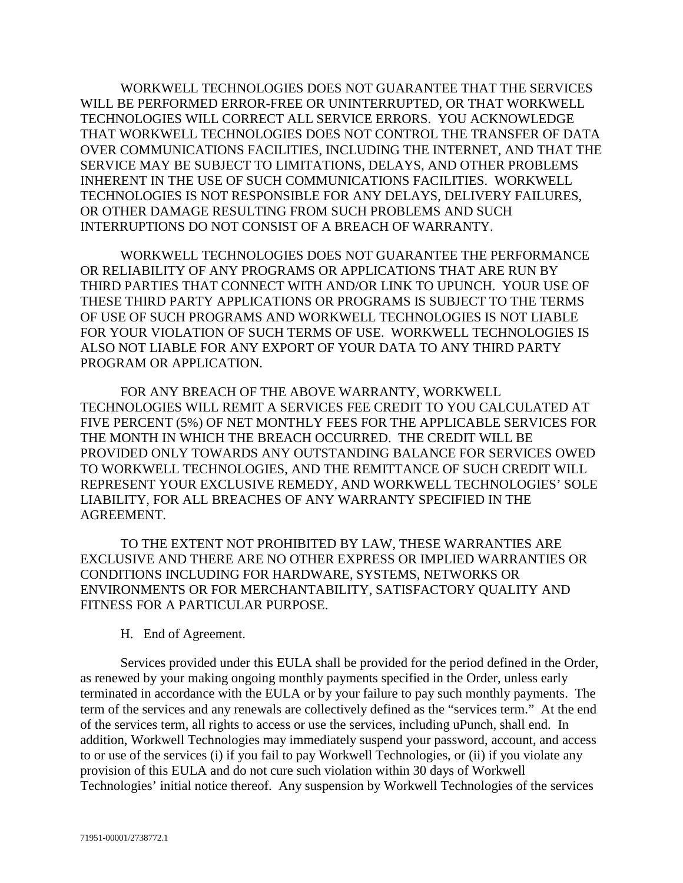WORKWELL TECHNOLOGIES DOES NOT GUARANTEE THAT THE SERVICES WILL BE PERFORMED ERROR-FREE OR UNINTERRUPTED, OR THAT WORKWELL TECHNOLOGIES WILL CORRECT ALL SERVICE ERRORS. YOU ACKNOWLEDGE THAT WORKWELL TECHNOLOGIES DOES NOT CONTROL THE TRANSFER OF DATA OVER COMMUNICATIONS FACILITIES, INCLUDING THE INTERNET, AND THAT THE SERVICE MAY BE SUBJECT TO LIMITATIONS, DELAYS, AND OTHER PROBLEMS INHERENT IN THE USE OF SUCH COMMUNICATIONS FACILITIES. WORKWELL TECHNOLOGIES IS NOT RESPONSIBLE FOR ANY DELAYS, DELIVERY FAILURES, OR OTHER DAMAGE RESULTING FROM SUCH PROBLEMS AND SUCH INTERRUPTIONS DO NOT CONSIST OF A BREACH OF WARRANTY.

WORKWELL TECHNOLOGIES DOES NOT GUARANTEE THE PERFORMANCE OR RELIABILITY OF ANY PROGRAMS OR APPLICATIONS THAT ARE RUN BY THIRD PARTIES THAT CONNECT WITH AND/OR LINK TO UPUNCH. YOUR USE OF THESE THIRD PARTY APPLICATIONS OR PROGRAMS IS SUBJECT TO THE TERMS OF USE OF SUCH PROGRAMS AND WORKWELL TECHNOLOGIES IS NOT LIABLE FOR YOUR VIOLATION OF SUCH TERMS OF USE. WORKWELL TECHNOLOGIES IS ALSO NOT LIABLE FOR ANY EXPORT OF YOUR DATA TO ANY THIRD PARTY PROGRAM OR APPLICATION.

FOR ANY BREACH OF THE ABOVE WARRANTY, WORKWELL TECHNOLOGIES WILL REMIT A SERVICES FEE CREDIT TO YOU CALCULATED AT FIVE PERCENT (5%) OF NET MONTHLY FEES FOR THE APPLICABLE SERVICES FOR THE MONTH IN WHICH THE BREACH OCCURRED. THE CREDIT WILL BE PROVIDED ONLY TOWARDS ANY OUTSTANDING BALANCE FOR SERVICES OWED TO WORKWELL TECHNOLOGIES, AND THE REMITTANCE OF SUCH CREDIT WILL REPRESENT YOUR EXCLUSIVE REMEDY, AND WORKWELL TECHNOLOGIES' SOLE LIABILITY, FOR ALL BREACHES OF ANY WARRANTY SPECIFIED IN THE AGREEMENT.

TO THE EXTENT NOT PROHIBITED BY LAW, THESE WARRANTIES ARE EXCLUSIVE AND THERE ARE NO OTHER EXPRESS OR IMPLIED WARRANTIES OR CONDITIONS INCLUDING FOR HARDWARE, SYSTEMS, NETWORKS OR ENVIRONMENTS OR FOR MERCHANTABILITY, SATISFACTORY QUALITY AND FITNESS FOR A PARTICULAR PURPOSE.

H. End of Agreement.

Services provided under this EULA shall be provided for the period defined in the Order, as renewed by your making ongoing monthly payments specified in the Order, unless early terminated in accordance with the EULA or by your failure to pay such monthly payments. The term of the services and any renewals are collectively defined as the "services term." At the end of the services term, all rights to access or use the services, including uPunch, shall end. In addition, Workwell Technologies may immediately suspend your password, account, and access to or use of the services (i) if you fail to pay Workwell Technologies, or (ii) if you violate any provision of this EULA and do not cure such violation within 30 days of Workwell Technologies' initial notice thereof. Any suspension by Workwell Technologies of the services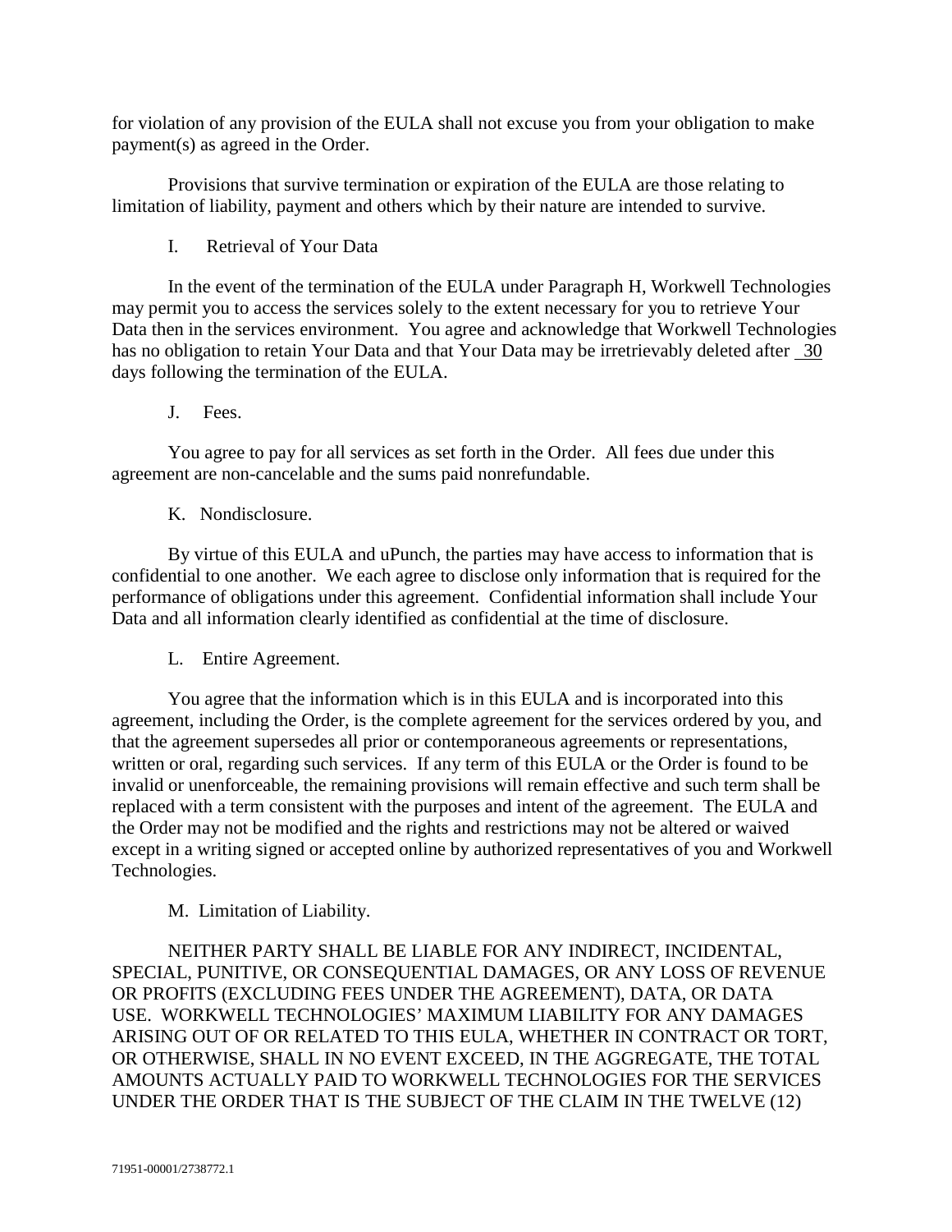for violation of any provision of the EULA shall not excuse you from your obligation to make payment(s) as agreed in the Order.

Provisions that survive termination or expiration of the EULA are those relating to limitation of liability, payment and others which by their nature are intended to survive.

I. Retrieval of Your Data

In the event of the termination of the EULA under Paragraph H, Workwell Technologies may permit you to access the services solely to the extent necessary for you to retrieve Your Data then in the services environment. You agree and acknowledge that Workwell Technologies has no obligation to retain Your Data and that Your Data may be irretrievably deleted after 30 days following the termination of the EULA.

J. Fees.

You agree to pay for all services as set forth in the Order. All fees due under this agreement are non-cancelable and the sums paid nonrefundable.

K. Nondisclosure.

By virtue of this EULA and uPunch, the parties may have access to information that is confidential to one another. We each agree to disclose only information that is required for the performance of obligations under this agreement. Confidential information shall include Your Data and all information clearly identified as confidential at the time of disclosure.

L. Entire Agreement.

You agree that the information which is in this EULA and is incorporated into this agreement, including the Order, is the complete agreement for the services ordered by you, and that the agreement supersedes all prior or contemporaneous agreements or representations, written or oral, regarding such services. If any term of this EULA or the Order is found to be invalid or unenforceable, the remaining provisions will remain effective and such term shall be replaced with a term consistent with the purposes and intent of the agreement. The EULA and the Order may not be modified and the rights and restrictions may not be altered or waived except in a writing signed or accepted online by authorized representatives of you and Workwell Technologies.

M. Limitation of Liability.

NEITHER PARTY SHALL BE LIABLE FOR ANY INDIRECT, INCIDENTAL, SPECIAL, PUNITIVE, OR CONSEQUENTIAL DAMAGES, OR ANY LOSS OF REVENUE OR PROFITS (EXCLUDING FEES UNDER THE AGREEMENT), DATA, OR DATA USE. WORKWELL TECHNOLOGIES' MAXIMUM LIABILITY FOR ANY DAMAGES ARISING OUT OF OR RELATED TO THIS EULA, WHETHER IN CONTRACT OR TORT, OR OTHERWISE, SHALL IN NO EVENT EXCEED, IN THE AGGREGATE, THE TOTAL AMOUNTS ACTUALLY PAID TO WORKWELL TECHNOLOGIES FOR THE SERVICES UNDER THE ORDER THAT IS THE SUBJECT OF THE CLAIM IN THE TWELVE (12)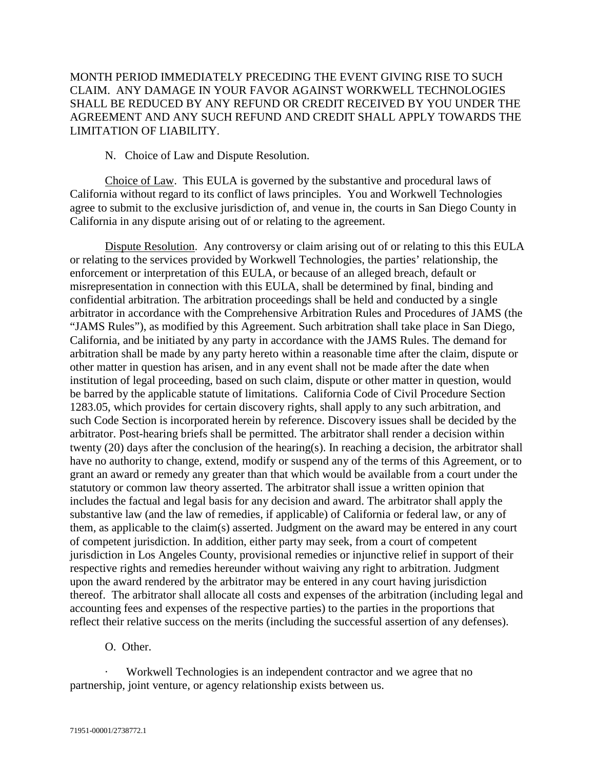MONTH PERIOD IMMEDIATELY PRECEDING THE EVENT GIVING RISE TO SUCH CLAIM. ANY DAMAGE IN YOUR FAVOR AGAINST WORKWELL TECHNOLOGIES SHALL BE REDUCED BY ANY REFUND OR CREDIT RECEIVED BY YOU UNDER THE AGREEMENT AND ANY SUCH REFUND AND CREDIT SHALL APPLY TOWARDS THE LIMITATION OF LIABILITY.

N. Choice of Law and Dispute Resolution.

Choice of Law. This EULA is governed by the substantive and procedural laws of California without regard to its conflict of laws principles. You and Workwell Technologies agree to submit to the exclusive jurisdiction of, and venue in, the courts in San Diego County in California in any dispute arising out of or relating to the agreement.

Dispute Resolution. Any controversy or claim arising out of or relating to this this EULA or relating to the services provided by Workwell Technologies, the parties' relationship, the enforcement or interpretation of this EULA, or because of an alleged breach, default or misrepresentation in connection with this EULA, shall be determined by final, binding and confidential arbitration. The arbitration proceedings shall be held and conducted by a single arbitrator in accordance with the Comprehensive Arbitration Rules and Procedures of JAMS (the "JAMS Rules"), as modified by this Agreement. Such arbitration shall take place in San Diego, California, and be initiated by any party in accordance with the JAMS Rules. The demand for arbitration shall be made by any party hereto within a reasonable time after the claim, dispute or other matter in question has arisen, and in any event shall not be made after the date when institution of legal proceeding, based on such claim, dispute or other matter in question, would be barred by the applicable statute of limitations. California Code of Civil Procedure Section 1283.05, which provides for certain discovery rights, shall apply to any such arbitration, and such Code Section is incorporated herein by reference. Discovery issues shall be decided by the arbitrator. Post-hearing briefs shall be permitted. The arbitrator shall render a decision within twenty (20) days after the conclusion of the hearing(s). In reaching a decision, the arbitrator shall have no authority to change, extend, modify or suspend any of the terms of this Agreement, or to grant an award or remedy any greater than that which would be available from a court under the statutory or common law theory asserted. The arbitrator shall issue a written opinion that includes the factual and legal basis for any decision and award. The arbitrator shall apply the substantive law (and the law of remedies, if applicable) of California or federal law, or any of them, as applicable to the claim(s) asserted. Judgment on the award may be entered in any court of competent jurisdiction. In addition, either party may seek, from a court of competent jurisdiction in Los Angeles County, provisional remedies or injunctive relief in support of their respective rights and remedies hereunder without waiving any right to arbitration. Judgment upon the award rendered by the arbitrator may be entered in any court having jurisdiction thereof. The arbitrator shall allocate all costs and expenses of the arbitration (including legal and accounting fees and expenses of the respective parties) to the parties in the proportions that reflect their relative success on the merits (including the successful assertion of any defenses).

O. Other.

- Workwell Technologies is an independent contractor and we agree that no partnership, joint venture, or agency relationship exists between us.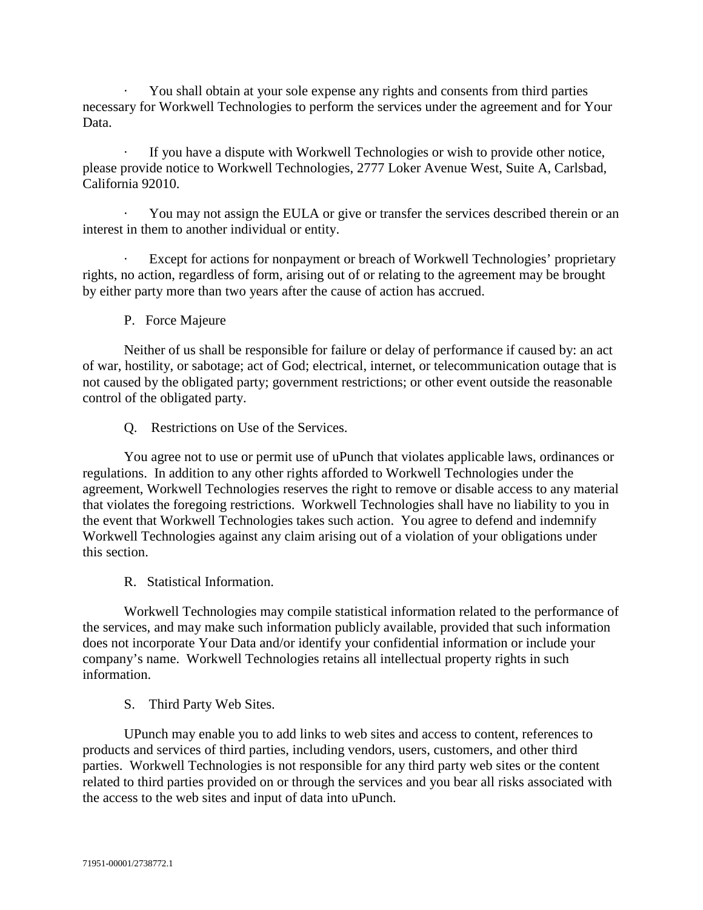- You shall obtain at your sole expense any rights and consents from third parties necessary for Workwell Technologies to perform the services under the agreement and for Your Data.

- If you have a dispute with Workwell Technologies or wish to provide other notice, please provide notice to Workwell Technologies, 2777 Loker Avenue West, Suite A, Carlsbad, California 92010.

- You may not assign the EULA or give or transfer the services described therein or an interest in them to another individual or entity.

- Except for actions for nonpayment or breach of Workwell Technologies' proprietary rights, no action, regardless of form, arising out of or relating to the agreement may be brought by either party more than two years after the cause of action has accrued.

P. Force Majeure

Neither of us shall be responsible for failure or delay of performance if caused by: an act of war, hostility, or sabotage; act of God; electrical, internet, or telecommunication outage that is not caused by the obligated party; government restrictions; or other event outside the reasonable control of the obligated party.

Q. Restrictions on Use of the Services.

You agree not to use or permit use of uPunch that violates applicable laws, ordinances or regulations. In addition to any other rights afforded to Workwell Technologies under the agreement, Workwell Technologies reserves the right to remove or disable access to any material that violates the foregoing restrictions. Workwell Technologies shall have no liability to you in the event that Workwell Technologies takes such action. You agree to defend and indemnify Workwell Technologies against any claim arising out of a violation of your obligations under this section.

R. Statistical Information.

Workwell Technologies may compile statistical information related to the performance of the services, and may make such information publicly available, provided that such information does not incorporate Your Data and/or identify your confidential information or include your company's name. Workwell Technologies retains all intellectual property rights in such information.

S. Third Party Web Sites.

UPunch may enable you to add links to web sites and access to content, references to products and services of third parties, including vendors, users, customers, and other third parties. Workwell Technologies is not responsible for any third party web sites or the content related to third parties provided on or through the services and you bear all risks associated with the access to the web sites and input of data into uPunch.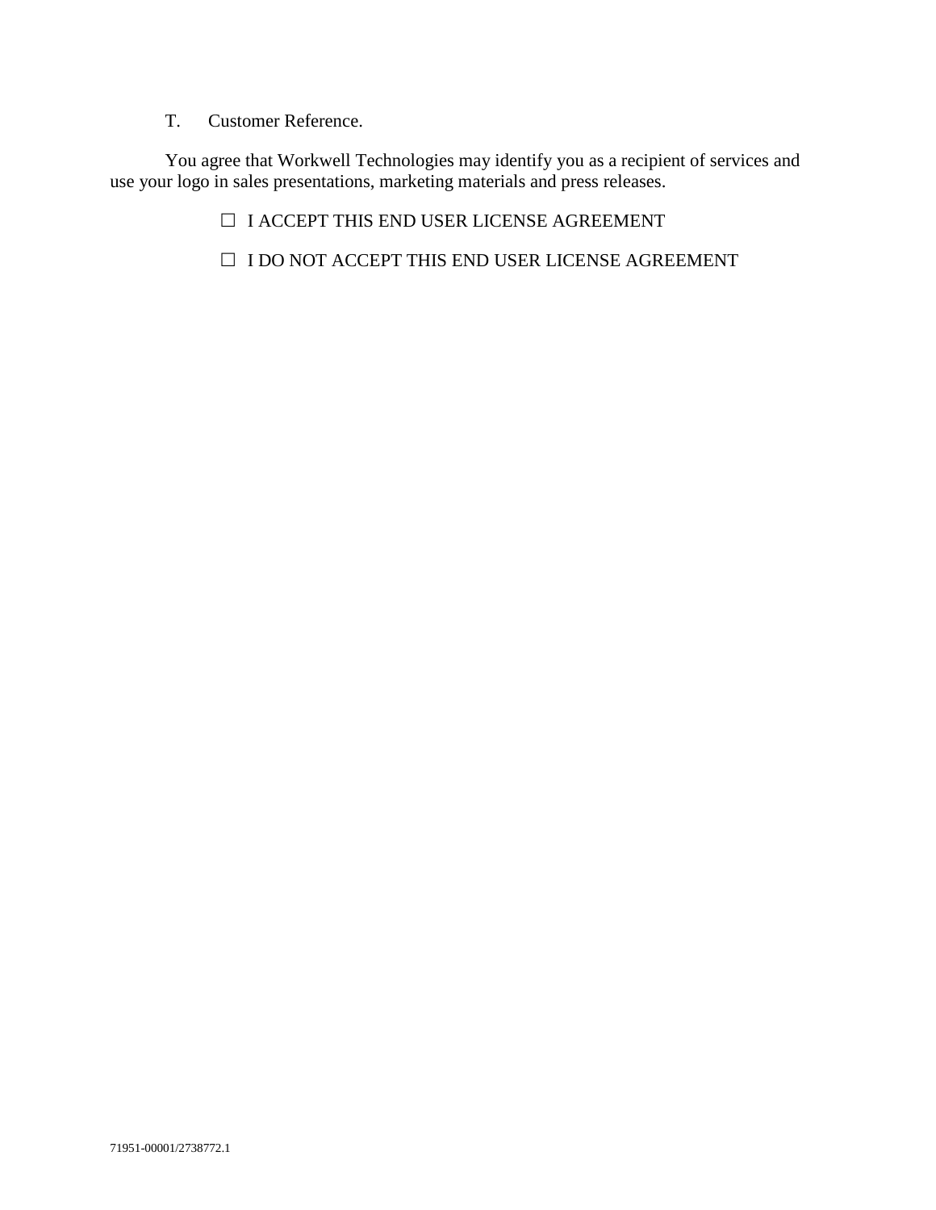T. Customer Reference.

You agree that Workwell Technologies may identify you as a recipient of services and use your logo in sales presentations, marketing materials and press releases.

☐ I ACCEPT THIS END USER LICENSE AGREEMENT

☐ I DO NOT ACCEPT THIS END USER LICENSE AGREEMENT

71951-00001/2738772.1